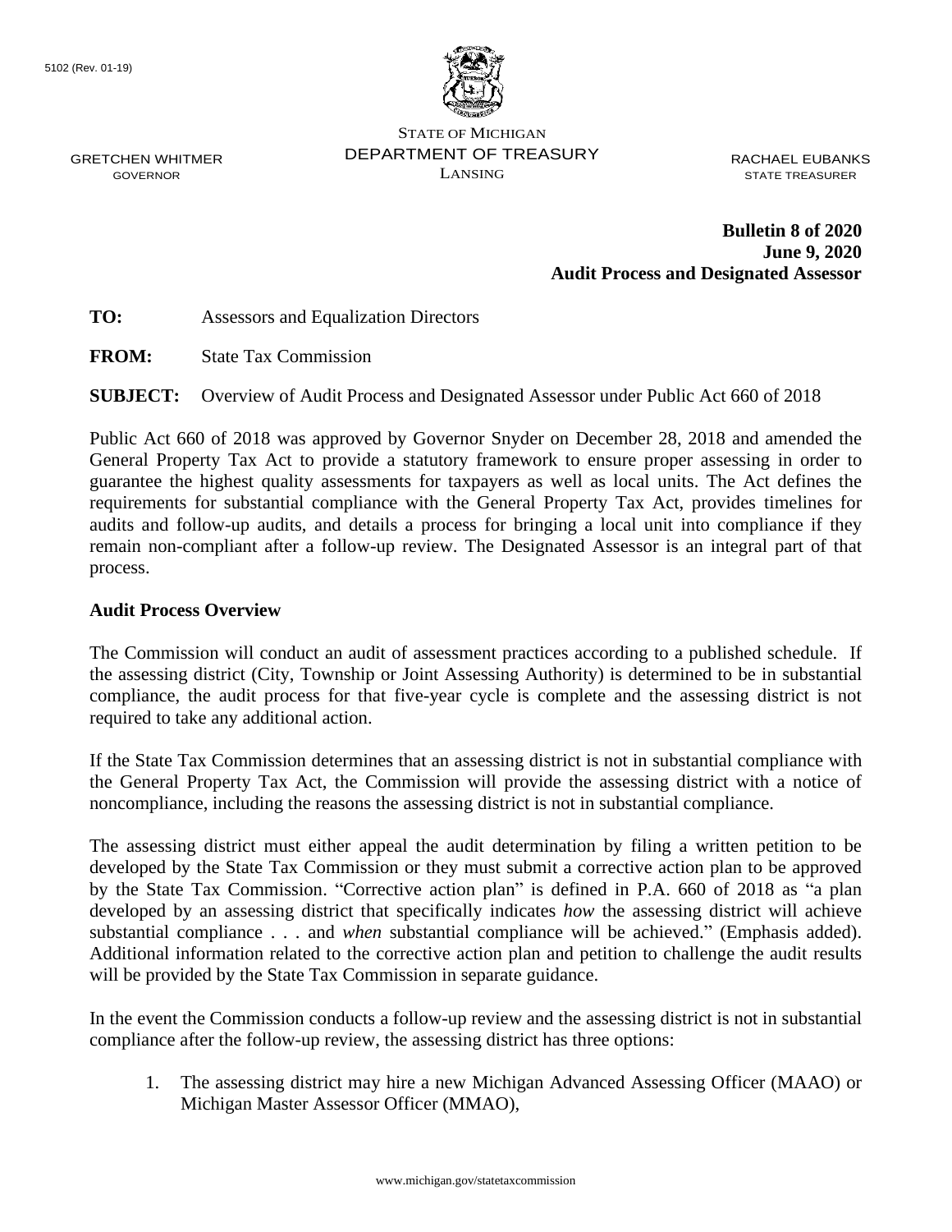5102 (Rev. 01-19)

STATE OF MICHIGAN
DEPARTMENT OF TREASURY
LANSING

GRETCHEN WHITMER
GOVERNOR

RACHAEL EUBANKS
STATE TREASURER

**Bulletin 8 of 2020**
**June 9, 2020**
**Audit Process and Designated Assessor**

**TO:** Assessors and Equalization Directors

**FROM:** State Tax Commission

**SUBJECT:** Overview of Audit Process and Designated Assessor under Public Act 660 of 2018

Public Act 660 of 2018 was approved by Governor Snyder on December 28, 2018 and amended the General Property Tax Act to provide a statutory framework to ensure proper assessing in order to guarantee the highest quality assessments for taxpayers as well as local units. The Act defines the requirements for substantial compliance with the General Property Tax Act, provides timelines for audits and follow-up audits, and details a process for bringing a local unit into compliance if they remain non-compliant after a follow-up review. The Designated Assessor is an integral part of that process.

**Audit Process Overview**

The Commission will conduct an audit of assessment practices according to a published schedule. If the assessing district (City, Township or Joint Assessing Authority) is determined to be in substantial compliance, the audit process for that five-year cycle is complete and the assessing district is not required to take any additional action.

If the State Tax Commission determines that an assessing district is not in substantial compliance with the General Property Tax Act, the Commission will provide the assessing district with a notice of noncompliance, including the reasons the assessing district is not in substantial compliance.

The assessing district must either appeal the audit determination by filing a written petition to be developed by the State Tax Commission or they must submit a corrective action plan to be approved by the State Tax Commission. "Corrective action plan" is defined in P.A. 660 of 2018 as "a plan developed by an assessing district that specifically indicates *how* the assessing district will achieve substantial compliance . . . and *when* substantial compliance will be achieved." (Emphasis added). Additional information related to the corrective action plan and petition to challenge the audit results will be provided by the State Tax Commission in separate guidance.

In the event the Commission conducts a follow-up review and the assessing district is not in substantial compliance after the follow-up review, the assessing district has three options:

1. The assessing district may hire a new Michigan Advanced Assessing Officer (MAAO) or Michigan Master Assessor Officer (MMAO),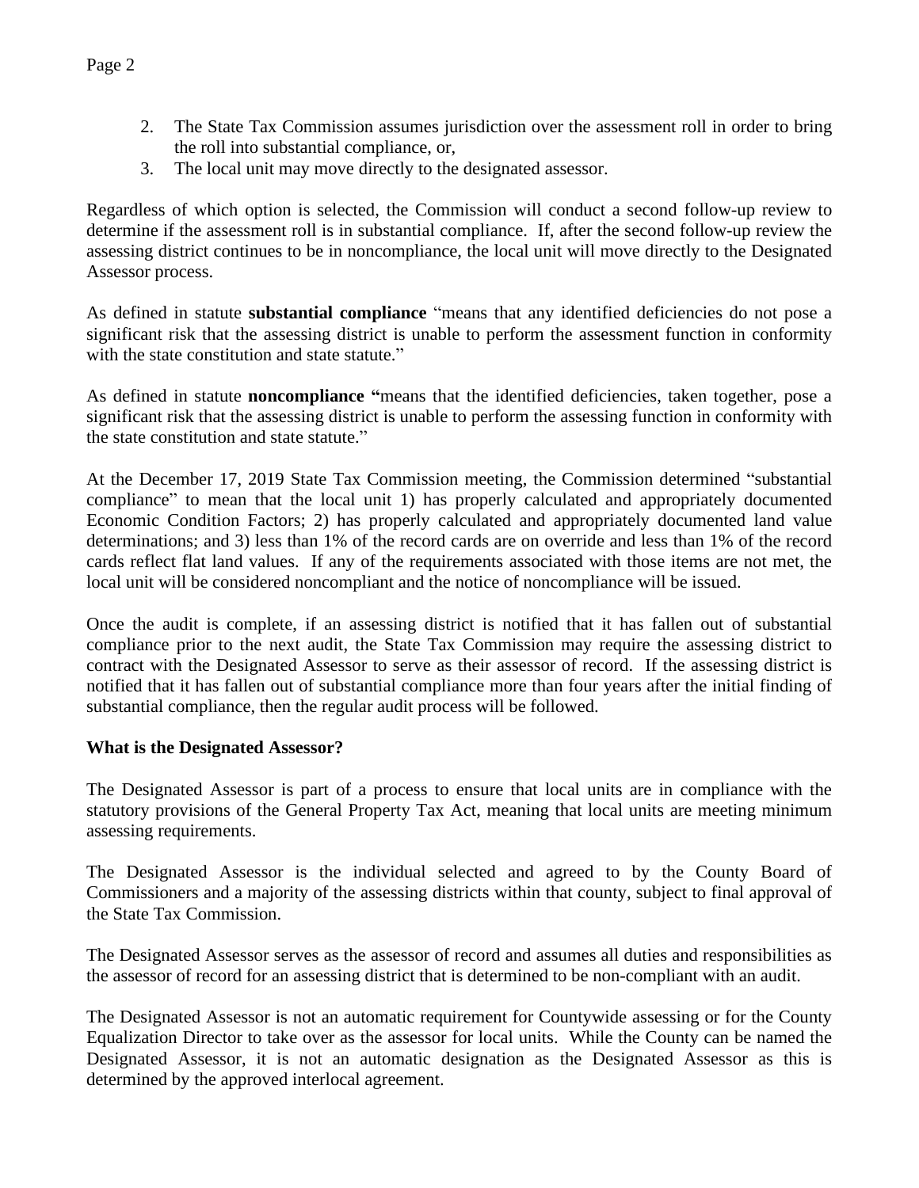2. The State Tax Commission assumes jurisdiction over the assessment roll in order to bring the roll into substantial compliance, or,
3. The local unit may move directly to the designated assessor.

Regardless of which option is selected, the Commission will conduct a second follow-up review to determine if the assessment roll is in substantial compliance. If, after the second follow-up review the assessing district continues to be in noncompliance, the local unit will move directly to the Designated Assessor process.

As defined in statute **substantial compliance** "means that any identified deficiencies do not pose a significant risk that the assessing district is unable to perform the assessment function in conformity with the state constitution and state statute."

As defined in statute **noncompliance "**means that the identified deficiencies, taken together, pose a significant risk that the assessing district is unable to perform the assessing function in conformity with the state constitution and state statute."

At the December 17, 2019 State Tax Commission meeting, the Commission determined "substantial compliance" to mean that the local unit 1) has properly calculated and appropriately documented Economic Condition Factors; 2) has properly calculated and appropriately documented land value determinations; and 3) less than 1% of the record cards are on override and less than 1% of the record cards reflect flat land values. If any of the requirements associated with those items are not met, the local unit will be considered noncompliant and the notice of noncompliance will be issued.

Once the audit is complete, if an assessing district is notified that it has fallen out of substantial compliance prior to the next audit, the State Tax Commission may require the assessing district to contract with the Designated Assessor to serve as their assessor of record. If the assessing district is notified that it has fallen out of substantial compliance more than four years after the initial finding of substantial compliance, then the regular audit process will be followed.

**What is the Designated Assessor?**

The Designated Assessor is part of a process to ensure that local units are in compliance with the statutory provisions of the General Property Tax Act, meaning that local units are meeting minimum assessing requirements.

The Designated Assessor is the individual selected and agreed to by the County Board of Commissioners and a majority of the assessing districts within that county, subject to final approval of the State Tax Commission.

The Designated Assessor serves as the assessor of record and assumes all duties and responsibilities as the assessor of record for an assessing district that is determined to be non-compliant with an audit.

The Designated Assessor is not an automatic requirement for Countywide assessing or for the County Equalization Director to take over as the assessor for local units. While the County can be named the Designated Assessor, it is not an automatic designation as the Designated Assessor as this is determined by the approved interlocal agreement.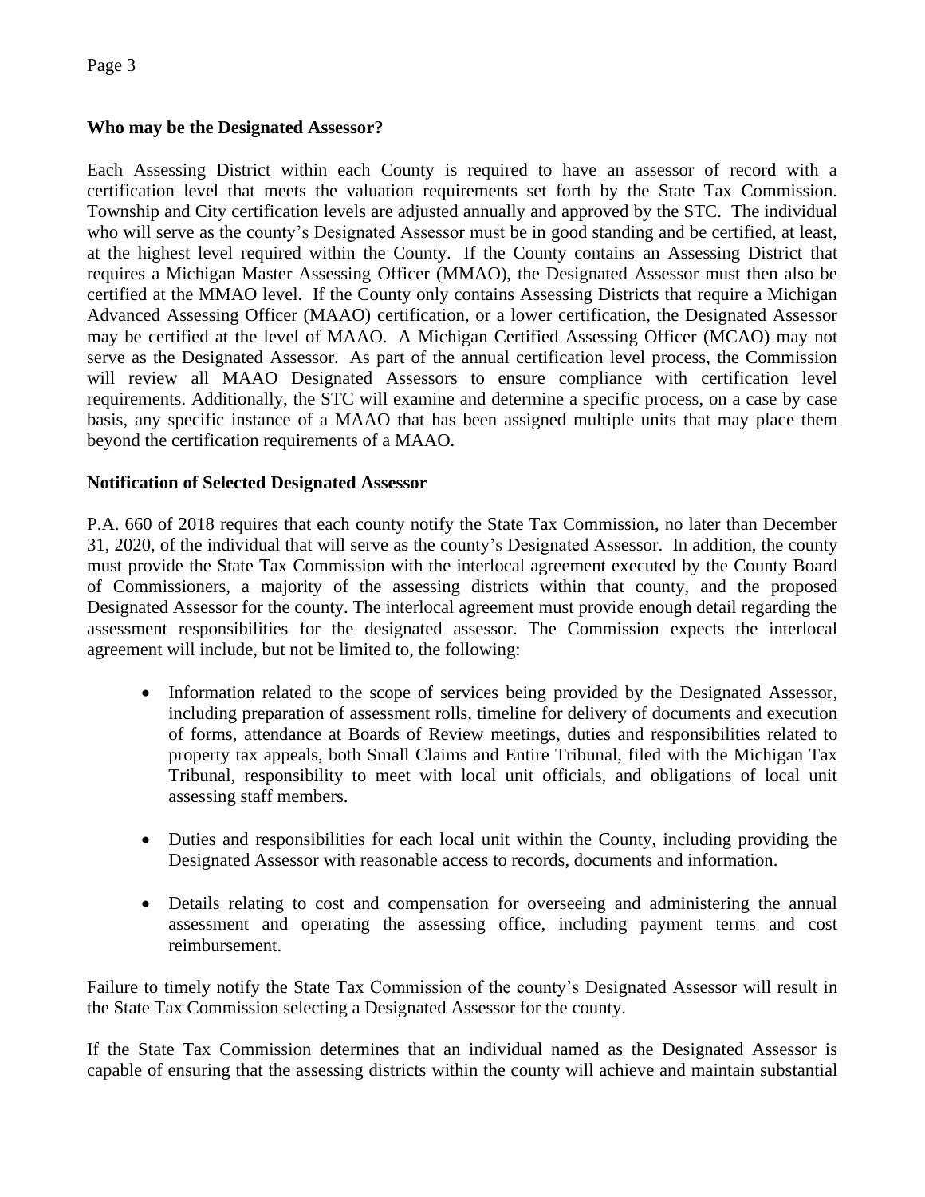**Who may be the Designated Assessor?**

Each Assessing District within each County is required to have an assessor of record with a certification level that meets the valuation requirements set forth by the State Tax Commission. Township and City certification levels are adjusted annually and approved by the STC. The individual who will serve as the county's Designated Assessor must be in good standing and be certified, at least, at the highest level required within the County. If the County contains an Assessing District that requires a Michigan Master Assessing Officer (MMAO), the Designated Assessor must then also be certified at the MMAO level. If the County only contains Assessing Districts that require a Michigan Advanced Assessing Officer (MAAO) certification, or a lower certification, the Designated Assessor may be certified at the level of MAAO. A Michigan Certified Assessing Officer (MCAO) may not serve as the Designated Assessor. As part of the annual certification level process, the Commission will review all MAAO Designated Assessors to ensure compliance with certification level requirements. Additionally, the STC will examine and determine a specific process, on a case by case basis, any specific instance of a MAAO that has been assigned multiple units that may place them beyond the certification requirements of a MAAO.

**Notification of Selected Designated Assessor**

P.A. 660 of 2018 requires that each county notify the State Tax Commission, no later than December 31, 2020, of the individual that will serve as the county's Designated Assessor. In addition, the county must provide the State Tax Commission with the interlocal agreement executed by the County Board of Commissioners, a majority of the assessing districts within that county, and the proposed Designated Assessor for the county. The interlocal agreement must provide enough detail regarding the assessment responsibilities for the designated assessor. The Commission expects the interlocal agreement will include, but not be limited to, the following:

- Information related to the scope of services being provided by the Designated Assessor, including preparation of assessment rolls, timeline for delivery of documents and execution of forms, attendance at Boards of Review meetings, duties and responsibilities related to property tax appeals, both Small Claims and Entire Tribunal, filed with the Michigan Tax Tribunal, responsibility to meet with local unit officials, and obligations of local unit assessing staff members.

- Duties and responsibilities for each local unit within the County, including providing the Designated Assessor with reasonable access to records, documents and information.

- Details relating to cost and compensation for overseeing and administering the annual assessment and operating the assessing office, including payment terms and cost reimbursement.

Failure to timely notify the State Tax Commission of the county's Designated Assessor will result in the State Tax Commission selecting a Designated Assessor for the county.

If the State Tax Commission determines that an individual named as the Designated Assessor is capable of ensuring that the assessing districts within the county will achieve and maintain substantial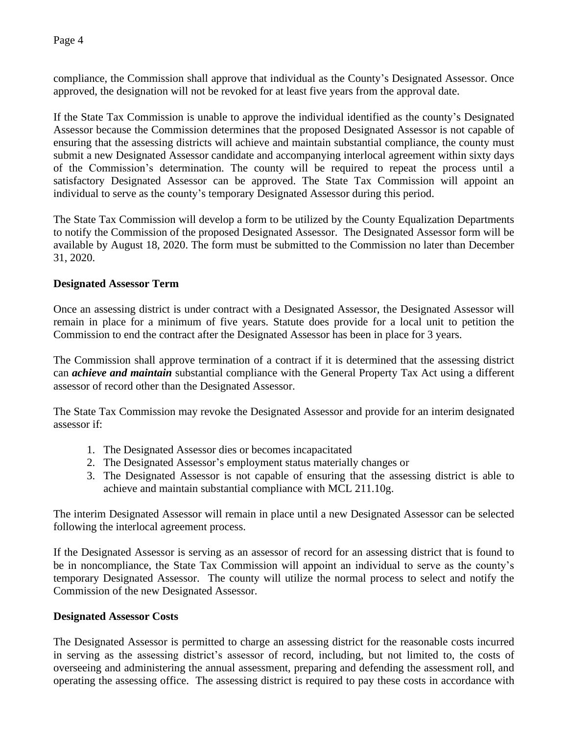compliance, the Commission shall approve that individual as the County's Designated Assessor. Once approved, the designation will not be revoked for at least five years from the approval date.

If the State Tax Commission is unable to approve the individual identified as the county's Designated Assessor because the Commission determines that the proposed Designated Assessor is not capable of ensuring that the assessing districts will achieve and maintain substantial compliance, the county must submit a new Designated Assessor candidate and accompanying interlocal agreement within sixty days of the Commission's determination. The county will be required to repeat the process until a satisfactory Designated Assessor can be approved. The State Tax Commission will appoint an individual to serve as the county's temporary Designated Assessor during this period.

The State Tax Commission will develop a form to be utilized by the County Equalization Departments to notify the Commission of the proposed Designated Assessor. The Designated Assessor form will be available by August 18, 2020. The form must be submitted to the Commission no later than December 31, 2020.

**Designated Assessor Term**

Once an assessing district is under contract with a Designated Assessor, the Designated Assessor will remain in place for a minimum of five years. Statute does provide for a local unit to petition the Commission to end the contract after the Designated Assessor has been in place for 3 years.

The Commission shall approve termination of a contract if it is determined that the assessing district can ***achieve and maintain*** substantial compliance with the General Property Tax Act using a different assessor of record other than the Designated Assessor.

The State Tax Commission may revoke the Designated Assessor and provide for an interim designated assessor if:

1. The Designated Assessor dies or becomes incapacitated
2. The Designated Assessor's employment status materially changes or
3. The Designated Assessor is not capable of ensuring that the assessing district is able to achieve and maintain substantial compliance with MCL 211.10g.

The interim Designated Assessor will remain in place until a new Designated Assessor can be selected following the interlocal agreement process.

If the Designated Assessor is serving as an assessor of record for an assessing district that is found to be in noncompliance, the State Tax Commission will appoint an individual to serve as the county's temporary Designated Assessor. The county will utilize the normal process to select and notify the Commission of the new Designated Assessor.

**Designated Assessor Costs**

The Designated Assessor is permitted to charge an assessing district for the reasonable costs incurred in serving as the assessing district's assessor of record, including, but not limited to, the costs of overseeing and administering the annual assessment, preparing and defending the assessment roll, and operating the assessing office. The assessing district is required to pay these costs in accordance with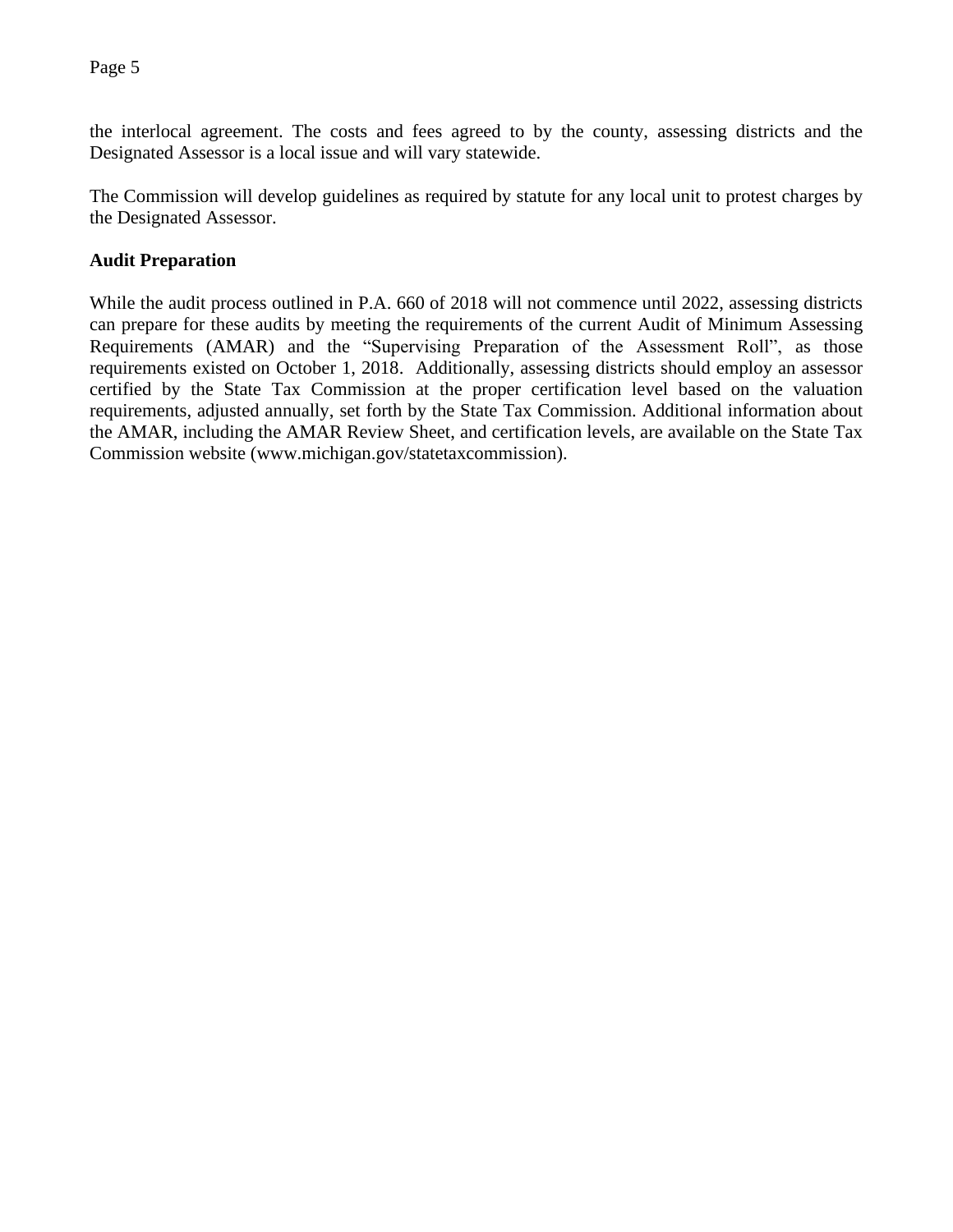the interlocal agreement. The costs and fees agreed to by the county, assessing districts and the Designated Assessor is a local issue and will vary statewide.

The Commission will develop guidelines as required by statute for any local unit to protest charges by the Designated Assessor.

**Audit Preparation**

While the audit process outlined in P.A. 660 of 2018 will not commence until 2022, assessing districts can prepare for these audits by meeting the requirements of the current Audit of Minimum Assessing Requirements (AMAR) and the "Supervising Preparation of the Assessment Roll", as those requirements existed on October 1, 2018. Additionally, assessing districts should employ an assessor certified by the State Tax Commission at the proper certification level based on the valuation requirements, adjusted annually, set forth by the State Tax Commission. Additional information about the AMAR, including the AMAR Review Sheet, and certification levels, are available on the State Tax Commission website (www.michigan.gov/statetaxcommission).